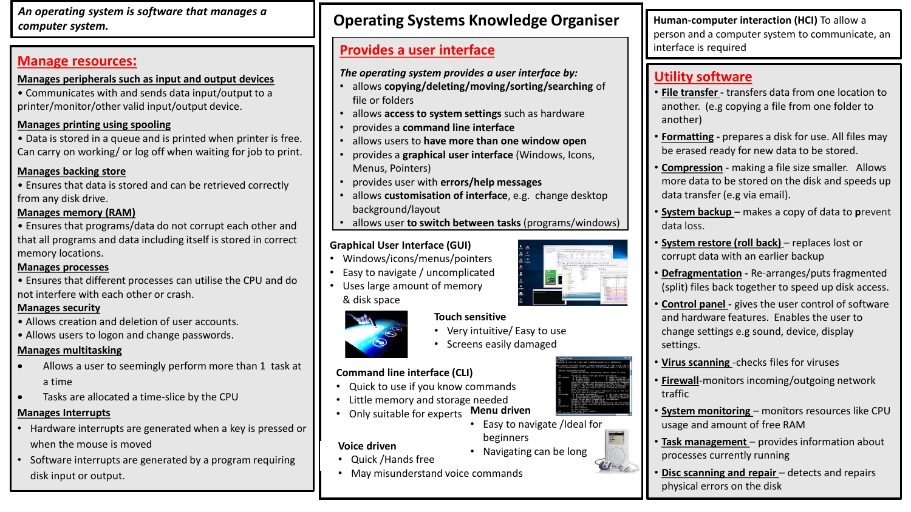*An operating system is software that manages a computer system.*

## Manage resources:

**Manages peripherals such as input and output devices**

- Communicates with and sends data input/output to a printer/monitor/other valid input/output device.

**Manages printing using spooling**

- Data is stored in a queue and is printed when printer is free. Can carry on working/ or log off when waiting for job to print.

**Manages backing store**

- Ensures that data is stored and can be retrieved correctly from any disk drive.

**Manages memory (RAM)**

- Ensures that programs/data do not corrupt each other and that all programs and data including itself is stored in correct memory locations.

**Manages processes**

- Ensures that different processes can utilise the CPU and do not interfere with each other or crash.

**Manages security**

- Allows creation and deletion of user accounts.
- Allows users to logon and change passwords.

**Manages multitasking**

- Allows a user to seemingly perform more than 1 task at a time
- Tasks are allocated a time-slice by the CPU

**Manages Interrupts**

- Hardware interrupts are generated when a key is pressed or when the mouse is moved
- Software interrupts are generated by a program requiring disk input or output.

# Operating Systems Knowledge Organiser

## Provides a user interface

***The operating system provides a user interface by:***

- allows **copying/deleting/moving/sorting/searching** of file or folders
- allows **access to system settings** such as hardware
- provides a **command line interface**
- allows users to **have more than one window open**
- provides a **graphical user interface** (Windows, Icons, Menus, Pointers)
- provides user with **errors/help messages**
- allows **customisation of interface**, e.g. change desktop background/layout
- allows user **to switch between tasks** (programs/windows)

**Graphical User Interface (GUI)**

- Windows/icons/menus/pointers
- Easy to navigate / uncomplicated
- Uses large amount of memory & disk space

**Touch sensitive**

- Very intuitive/ Easy to use
- Screens easily damaged

**Command line interface (CLI)**

- Quick to use if you know commands
- Little memory and storage needed
- Only suitable for experts

**Menu driven**

- Easy to navigate /Ideal for beginners
- Navigating can be long

**Voice driven**

- Quick /Hands free
- May misunderstand voice commands

**Human-computer interaction (HCI)** To allow a person and a computer system to communicate, an interface is required

## Utility software

- **File transfer** - transfers data from one location to another. (e.g copying a file from one folder to another)
- **Formatting** - prepares a disk for use. All files may be erased ready for new data to be stored.
- **Compression** - making a file size smaller. Allows more data to be stored on the disk and speeds up data transfer (e.g via email).
- **System backup** – makes a copy of data to prevent data loss.
- **System restore (roll back)** – replaces lost or corrupt data with an earlier backup
- **Defragmentation** - Re-arranges/puts fragmented (split) files back together to speed up disk access.
- **Control panel** - gives the user control of software and hardware features. Enables the user to change settings e.g sound, device, display settings.
- **Virus scanning** -checks files for viruses
- **Firewall**-monitors incoming/outgoing network traffic
- **System monitoring** – monitors resources like CPU usage and amount of free RAM
- **Task management** – provides information about processes currently running
- **Disc scanning and repair** – detects and repairs physical errors on the disk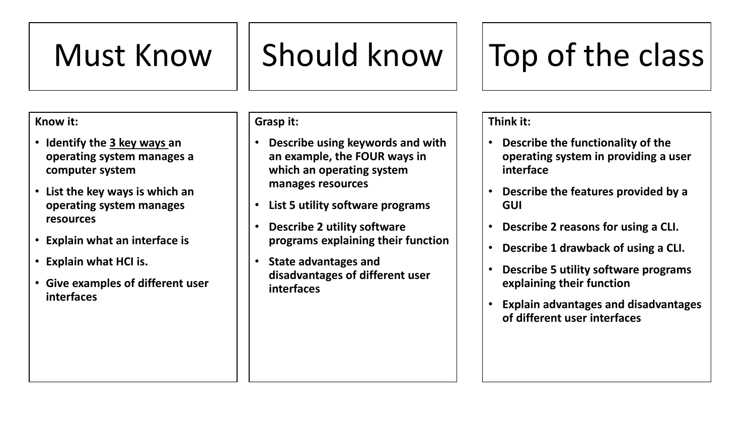## Must Know

**Know it:**

- **Identify the <u>3 key ways</u> an operating system manages a computer system**
- **List the key ways is which an operating system manages resources**
- **Explain what an interface is**
- **Explain what HCI is.**
- **Give examples of different user interfaces**

## Should know

**Grasp it:**

- **Describe using keywords and with an example, the FOUR ways in which an operating system manages resources**
- **List 5 utility software programs**
- **Describe 2 utility software programs explaining their function**
- **State advantages and disadvantages of different user interfaces**

## Top of the class

**Think it:**

- **Describe the functionality of the operating system in providing a user interface**
- **Describe the features provided by a GUI**
- **Describe 2 reasons for using a CLI.**
- **Describe 1 drawback of using a CLI.**
- **Describe 5 utility software programs explaining their function**
- **Explain advantages and disadvantages of different user interfaces**